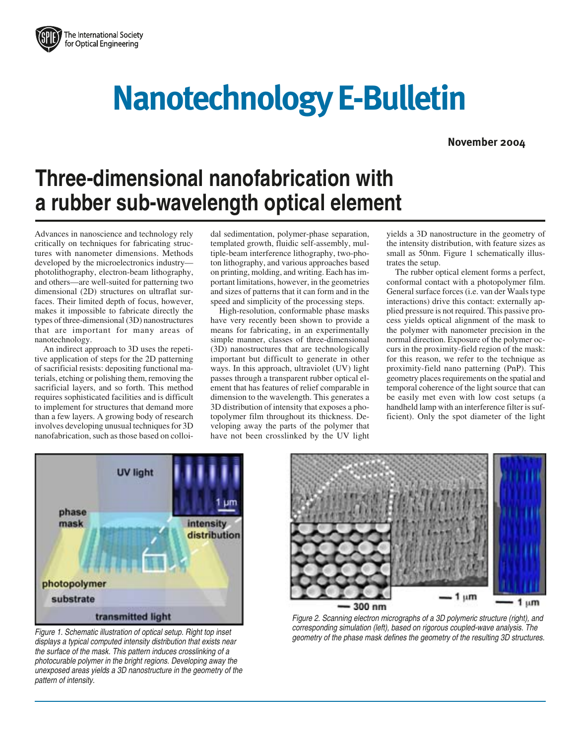# Nanotechnology E-Bulletin

**November 2004**

## Three-dimensional nanofabrication with a rubber sub-wavelength optical element

Advances in nanoscience and technology rely critically on techniques for fabricating structures with nanometer dimensions. Methods developed by the microelectronics industry—photolithography, electron-beam lithography, and others—are well-suited for patterning two dimensional (2D) structures on ultraflat surfaces. Their limited depth of focus, however, makes it impossible to fabricate directly the types of three-dimensional (3D) nanostructures that are important for many areas of nanotechnology.

An indirect approach to 3D uses the repetitive application of steps for the 2D patterning of sacrificial resists: depositing functional materials, etching or polishing them, removing the sacrificial layers, and so forth. This method requires sophisticated facilities and is difficult to implement for structures that demand more than a few layers. A growing body of research involves developing unusual techniques for 3D nanofabrication, such as those based on colloidal sedimentation, polymer-phase separation, templated growth, fluidic self-assembly, multiple-beam interference lithography, two-photon lithography, and various approaches based on printing, molding, and writing. Each has important limitations, however, in the geometries and sizes of patterns that it can form and in the speed and simplicity of the processing steps.

High-resolution, conformable phase masks have very recently been shown to provide a means for fabricating, in an experimentally simple manner, classes of three-dimensional (3D) nanostructures that are technologically important but difficult to generate in other ways. In this approach, ultraviolet (UV) light passes through a transparent rubber optical element that has features of relief comparable in dimension to the wavelength. This generates a 3D distribution of intensity that exposes a photopolymer film throughout its thickness. Developing away the parts of the polymer that have not been crosslinked by the UV light yields a 3D nanostructure in the geometry of the intensity distribution, with feature sizes as small as 50nm. Figure 1 schematically illustrates the setup.

The rubber optical element forms a perfect, conformal contact with a photopolymer film. General surface forces (i.e. van der Waals type interactions) drive this contact: externally applied pressure is not required. This passive process yields optical alignment of the mask to the polymer with nanometer precision in the normal direction. Exposure of the polymer occurs in the proximity-field region of the mask: for this reason, we refer to the technique as proximity-field nano patterning (PnP). This geometry places requirements on the spatial and temporal coherence of the light source that can be easily met even with low cost setups (a handheld lamp with an interference filter is sufficient). Only the spot diameter of the light

*Figure 1. Schematic illustration of optical setup. Right top inset displays a typical computed intensity distribution that exists near the surface of the mask. This pattern induces crosslinking of a photocurable polymer in the bright regions. Developing away the unexposed areas yields a 3D nanostructure in the geometry of the pattern of intensity.*

*Figure 2. Scanning electron micrographs of a 3D polymeric structure (right), and corresponding simulation (left), based on rigorous coupled-wave analysis. The geometry of the phase mask defines the geometry of the resulting 3D structures.*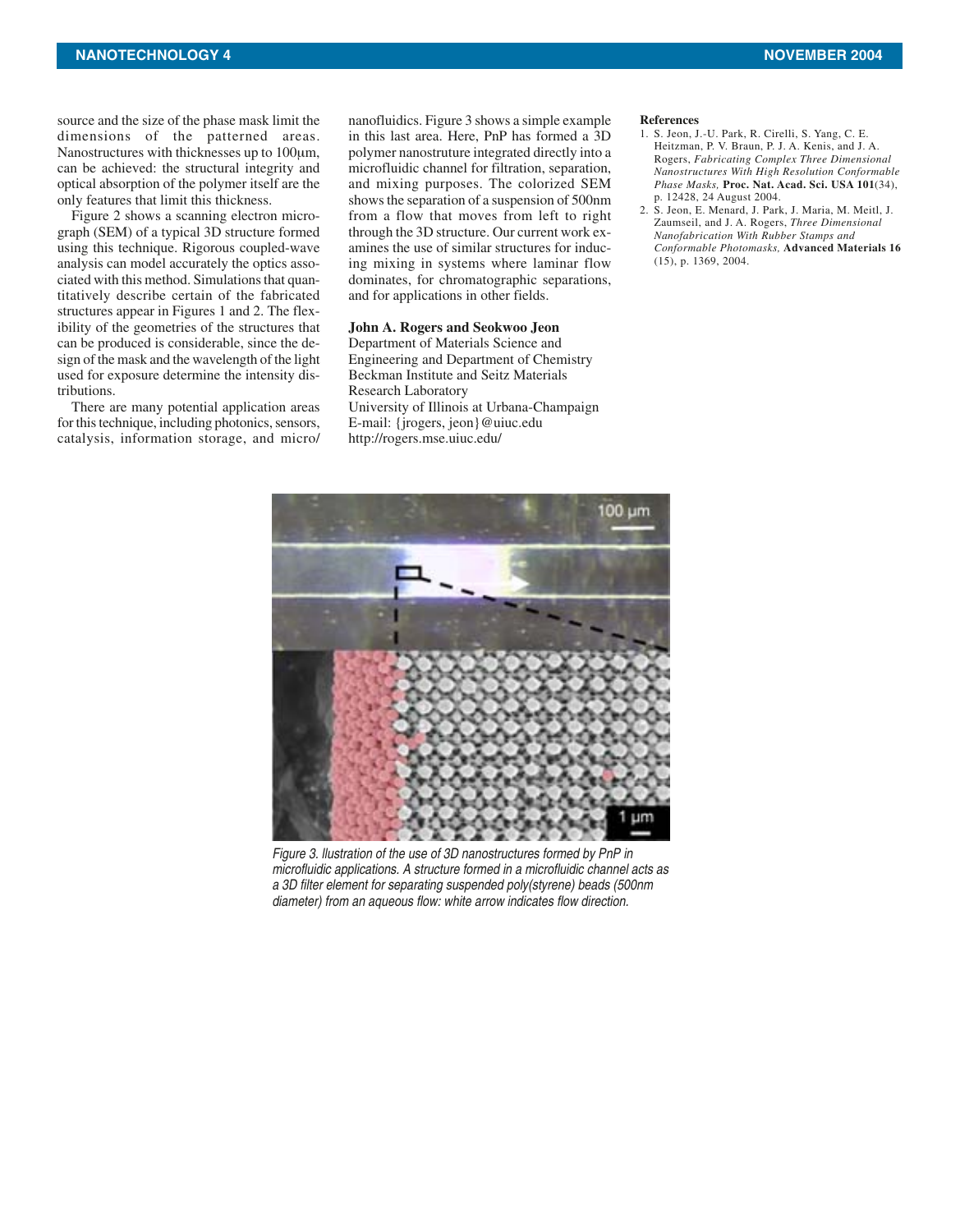source and the size of the phase mask limit the dimensions of the patterned areas. Nanostructures with thicknesses up to 100μm, can be achieved: the structural integrity and optical absorption of the polymer itself are the only features that limit this thickness.

Figure 2 shows a scanning electron micrograph (SEM) of a typical 3D structure formed using this technique. Rigorous coupled-wave analysis can model accurately the optics associated with this method. Simulations that quantitatively describe certain of the fabricated structures appear in Figures 1 and 2. The flexibility of the geometries of the structures that can be produced is considerable, since the design of the mask and the wavelength of the light used for exposure determine the intensity distributions.

There are many potential application areas for this technique, including photonics, sensors, catalysis, information storage, and micro/nanofluidics. Figure 3 shows a simple example in this last area. Here, PnP has formed a 3D polymer nanostruture integrated directly into a microfluidic channel for filtration, separation, and mixing purposes. The colorized SEM shows the separation of a suspension of 500nm from a flow that moves from left to right through the 3D structure. Our current work examines the use of similar structures for inducing mixing in systems where laminar flow dominates, for chromatographic separations, and for applications in other fields.

**John A. Rogers and Seokwoo Jeon**
Department of Materials Science and Engineering and Department of Chemistry
Beckman Institute and Seitz Materials Research Laboratory
University of Illinois at Urbana-Champaign
E-mail: {jrogers, jeon}@uiuc.edu
http://rogers.mse.uiuc.edu/

**References**

1. S. Jeon, J.-U. Park, R. Cirelli, S. Yang, C. E. Heitzman, P. V. Braun, P. J. A. Kenis, and J. A. Rogers, *Fabricating Complex Three Dimensional Nanostructures With High Resolution Conformable Phase Masks,* **Proc. Nat. Acad. Sci. USA 101**(34), p. 12428, 24 August 2004.
2. S. Jeon, E. Menard, J. Park, J. Maria, M. Meitl, J. Zaumseil, and J. A. Rogers, *Three Dimensional Nanofabrication With Rubber Stamps and Conformable Photomasks,* **Advanced Materials 16** (15), p. 1369, 2004.

100 μm
1 μm

*Figure 3. llustration of the use of 3D nanostructures formed by PnP in microfluidic applications. A structure formed in a microfluidic channel acts as a 3D filter element for separating suspended poly(styrene) beads (500nm diameter) from an aqueous flow: white arrow indicates flow direction.*